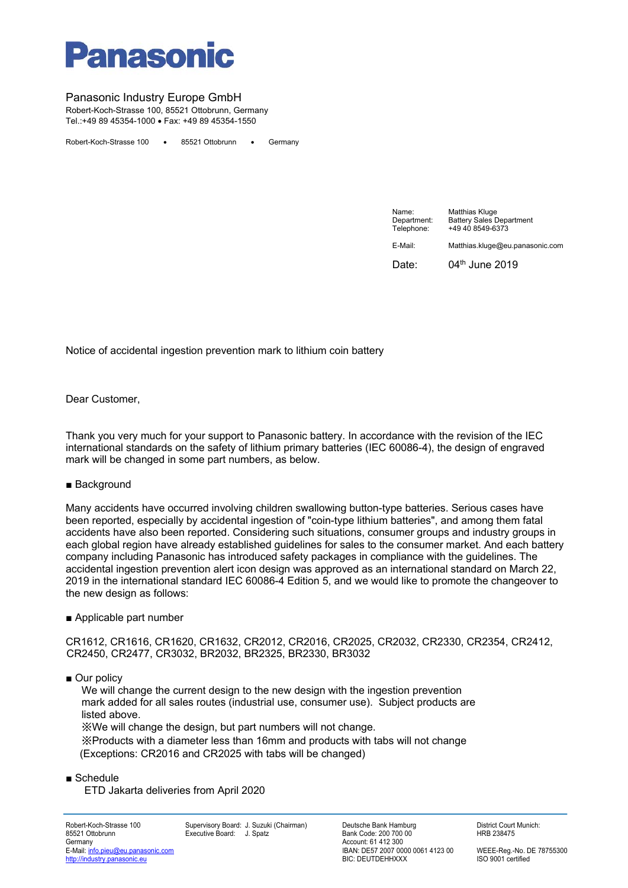# Panasonic

Panasonic Industry Europe GmbH
Robert-Koch-Strasse 100, 85521 Ottobrunn, Germany
Tel.:+49 89 45354-1000 • Fax: +49 89 45354-1550

Robert-Koch-Strasse 100 • 85521 Ottobrunn • Germany

Name: Matthias Kluge
Department: Battery Sales Department
Telephone: +49 40 8549-6373

E-Mail: Matthias.kluge@eu.panasonic.com

Date: 04th June 2019

Notice of accidental ingestion prevention mark to lithium coin battery

Dear Customer,

Thank you very much for your support to Panasonic battery. In accordance with the revision of the IEC international standards on the safety of lithium primary batteries (IEC 60086-4), the design of engraved mark will be changed in some part numbers, as below.

■ Background

Many accidents have occurred involving children swallowing button-type batteries. Serious cases have been reported, especially by accidental ingestion of "coin-type lithium batteries", and among them fatal accidents have also been reported. Considering such situations, consumer groups and industry groups in each global region have already established guidelines for sales to the consumer market. And each battery company including Panasonic has introduced safety packages in compliance with the guidelines. The accidental ingestion prevention alert icon design was approved as an international standard on March 22, 2019 in the international standard IEC 60086-4 Edition 5, and we would like to promote the changeover to the new design as follows:

■ Applicable part number

CR1612, CR1616, CR1620, CR1632, CR2012, CR2016, CR2025, CR2032, CR2330, CR2354, CR2412, CR2450, CR2477, CR3032, BR2032, BR2325, BR2330, BR3032

■ Our policy

We will change the current design to the new design with the ingestion prevention mark added for all sales routes (industrial use, consumer use). Subject products are listed above.
※We will change the design, but part numbers will not change.
※Products with a diameter less than 16mm and products with tabs will not change (Exceptions: CR2016 and CR2025 with tabs will be changed)

■ Schedule

ETD Jakarta deliveries from April 2020

Robert-Koch-Strasse 100
85521 Ottobrunn
Germany
E-Mail: info.pieu@eu.panasonic.com
http://industry.panasonic.eu

Supervisory Board: J. Suzuki (Chairman)
Executive Board: J. Spatz

Deutsche Bank Hamburg
Bank Code: 200 700 00
Account: 61 412 300
IBAN: DE57 2007 0000 0061 4123 00
BIC: DEUTDEHHXXX

District Court Munich:
HRB 238475

WEEE-Reg.-No. DE 78755300
ISO 9001 certified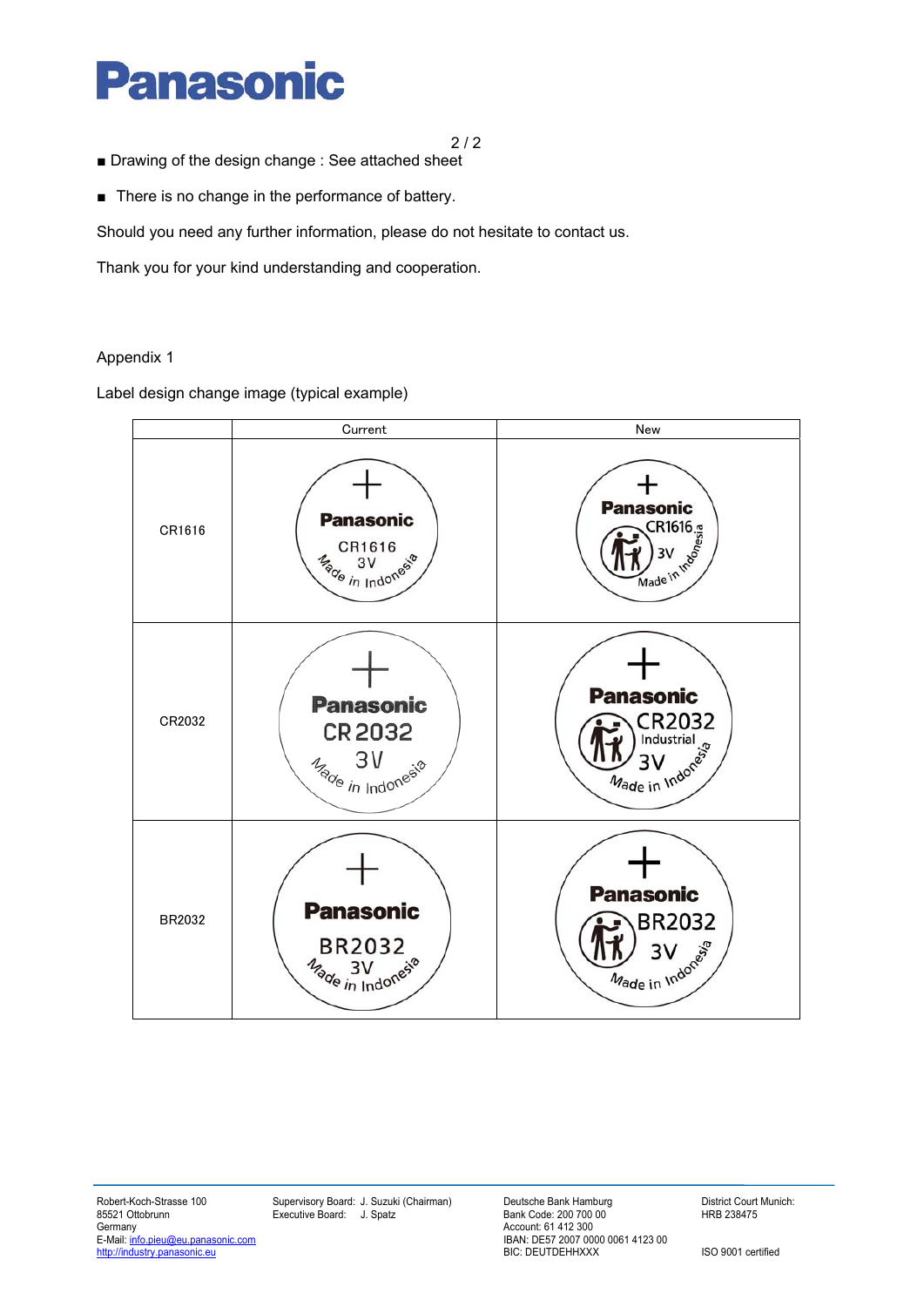- Drawing of the design change : See attached sheet
- There is no change in the performance of battery.

Should you need any further information, please do not hesitate to contact us.

Thank you for your kind understanding and cooperation.

Appendix 1

Label design change image (typical example)

| | Current | New |
|---|---|---|
| CR1616 | Panasonic CR1616 3V Made in Indonesia | Panasonic CR1616 3V Made in Indonesia |
| CR2032 | Panasonic CR 2032 3V Made in Indonesia | Panasonic CR2032 Industrial 3V Made in Indonesia |
| BR2032 | Panasonic BR2032 3V Made in Indonesia | Panasonic BR2032 3V Made in Indonesia |

Robert-Koch-Strasse 100
85521 Ottobrunn
Germany
E-Mail: info.pieu@eu.panasonic.com
http://industry.panasonic.eu

Supervisory Board: J. Suzuki (Chairman)
Executive Board: J. Spatz

Deutsche Bank Hamburg
Bank Code: 200 700 00
Account: 61 412 300
IBAN: DE57 2007 0000 0061 4123 00
BIC: DEUTDEHHXXX

District Court Munich:
HRB 238475

ISO 9001 certified